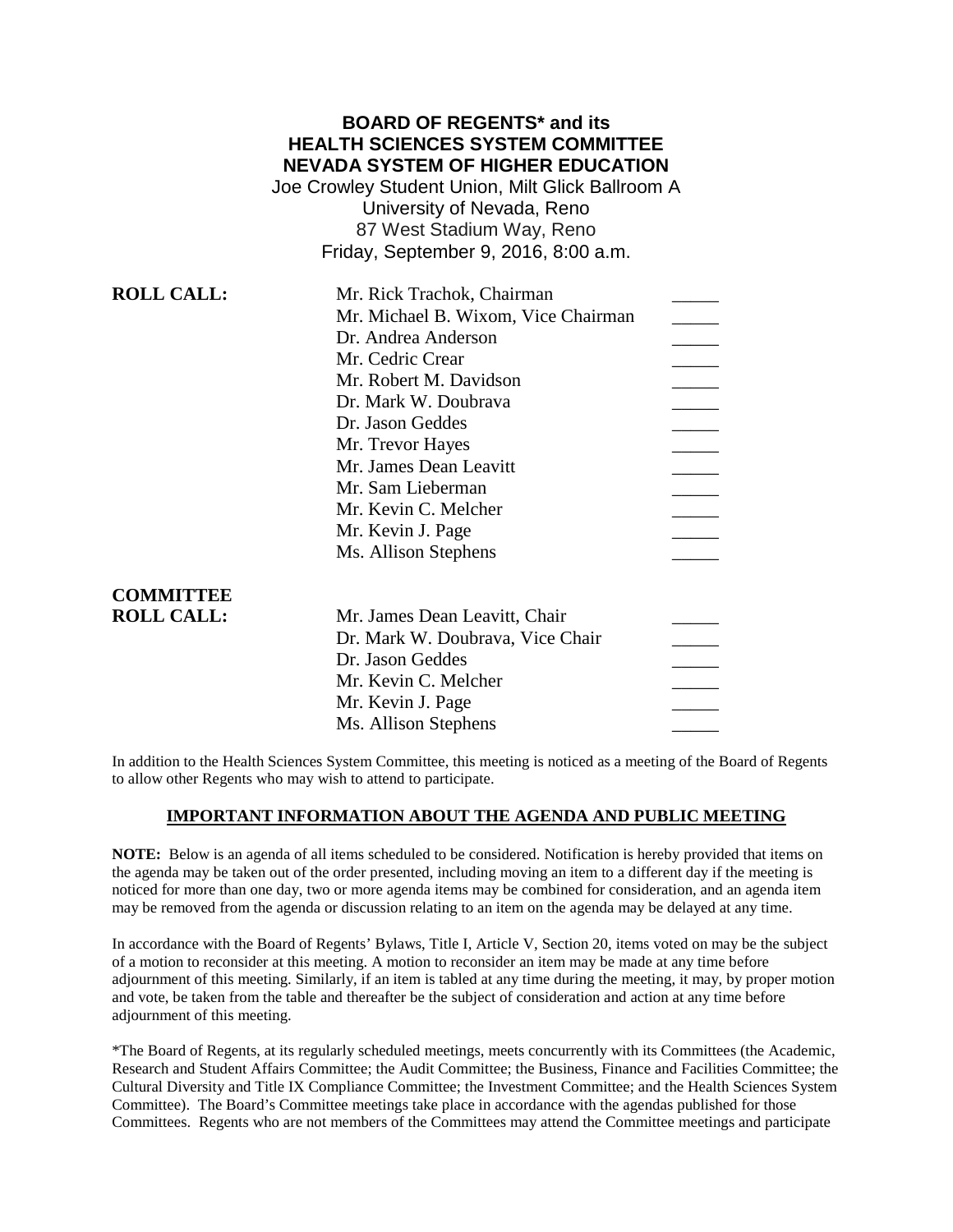# BOARD OF REGENTS* and its HEALTH SCIENCES SYSTEM COMMITTEE NEVADA SYSTEM OF HIGHER EDUCATION

Joe Crowley Student Union, Milt Glick Ballroom A
University of Nevada, Reno
87 West Stadium Way, Reno
Friday, September 9, 2016, 8:00 a.m.

**ROLL CALL:**

| | |
|---|---|
| Mr. Rick Trachok, Chairman | _____ |
| Mr. Michael B. Wixom, Vice Chairman | _____ |
| Dr. Andrea Anderson | _____ |
| Mr. Cedric Crear | _____ |
| Mr. Robert M. Davidson | _____ |
| Dr. Mark W. Doubrava | _____ |
| Dr. Jason Geddes | _____ |
| Mr. Trevor Hayes | _____ |
| Mr. James Dean Leavitt | _____ |
| Mr. Sam Lieberman | _____ |
| Mr. Kevin C. Melcher | _____ |
| Mr. Kevin J. Page | _____ |
| Ms. Allison Stephens | _____ |

**COMMITTEE ROLL CALL:**

| | |
|---|---|
| Mr. James Dean Leavitt, Chair | _____ |
| Dr. Mark W. Doubrava, Vice Chair | _____ |
| Dr. Jason Geddes | _____ |
| Mr. Kevin C. Melcher | _____ |
| Mr. Kevin J. Page | _____ |
| Ms. Allison Stephens | _____ |

In addition to the Health Sciences System Committee, this meeting is noticed as a meeting of the Board of Regents to allow other Regents who may wish to attend to participate.

## IMPORTANT INFORMATION ABOUT THE AGENDA AND PUBLIC MEETING

**NOTE:** Below is an agenda of all items scheduled to be considered. Notification is hereby provided that items on the agenda may be taken out of the order presented, including moving an item to a different day if the meeting is noticed for more than one day, two or more agenda items may be combined for consideration, and an agenda item may be removed from the agenda or discussion relating to an item on the agenda may be delayed at any time.

In accordance with the Board of Regents' Bylaws, Title I, Article V, Section 20, items voted on may be the subject of a motion to reconsider at this meeting. A motion to reconsider an item may be made at any time before adjournment of this meeting. Similarly, if an item is tabled at any time during the meeting, it may, by proper motion and vote, be taken from the table and thereafter be the subject of consideration and action at any time before adjournment of this meeting.

*The Board of Regents, at its regularly scheduled meetings, meets concurrently with its Committees (the Academic, Research and Student Affairs Committee; the Audit Committee; the Business, Finance and Facilities Committee; the Cultural Diversity and Title IX Compliance Committee; the Investment Committee; and the Health Sciences System Committee). The Board's Committee meetings take place in accordance with the agendas published for those Committees. Regents who are not members of the Committees may attend the Committee meetings and participate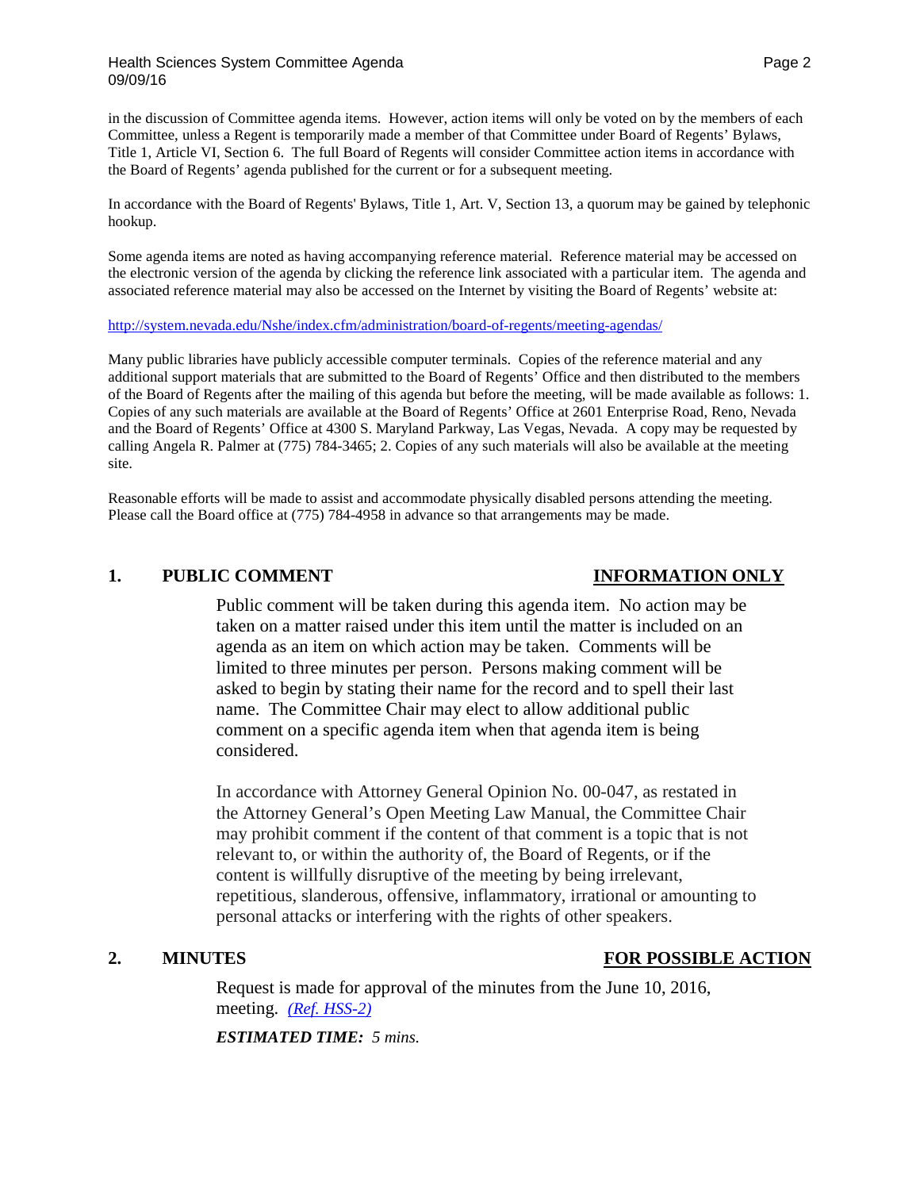in the discussion of Committee agenda items. However, action items will only be voted on by the members of each Committee, unless a Regent is temporarily made a member of that Committee under Board of Regents' Bylaws, Title 1, Article VI, Section 6. The full Board of Regents will consider Committee action items in accordance with the Board of Regents' agenda published for the current or for a subsequent meeting.

In accordance with the Board of Regents' Bylaws, Title 1, Art. V, Section 13, a quorum may be gained by telephonic hookup.

Some agenda items are noted as having accompanying reference material. Reference material may be accessed on the electronic version of the agenda by clicking the reference link associated with a particular item. The agenda and associated reference material may also be accessed on the Internet by visiting the Board of Regents' website at:

http://system.nevada.edu/Nshe/index.cfm/administration/board-of-regents/meeting-agendas/

Many public libraries have publicly accessible computer terminals. Copies of the reference material and any additional support materials that are submitted to the Board of Regents' Office and then distributed to the members of the Board of Regents after the mailing of this agenda but before the meeting, will be made available as follows: 1. Copies of any such materials are available at the Board of Regents' Office at 2601 Enterprise Road, Reno, Nevada and the Board of Regents' Office at 4300 S. Maryland Parkway, Las Vegas, Nevada. A copy may be requested by calling Angela R. Palmer at (775) 784-3465; 2. Copies of any such materials will also be available at the meeting site.

Reasonable efforts will be made to assist and accommodate physically disabled persons attending the meeting. Please call the Board office at (775) 784-4958 in advance so that arrangements may be made.

## 1. PUBLIC COMMENT — INFORMATION ONLY

Public comment will be taken during this agenda item. No action may be taken on a matter raised under this item until the matter is included on an agenda as an item on which action may be taken. Comments will be limited to three minutes per person. Persons making comment will be asked to begin by stating their name for the record and to spell their last name. The Committee Chair may elect to allow additional public comment on a specific agenda item when that agenda item is being considered.

In accordance with Attorney General Opinion No. 00-047, as restated in the Attorney General's Open Meeting Law Manual, the Committee Chair may prohibit comment if the content of that comment is a topic that is not relevant to, or within the authority of, the Board of Regents, or if the content is willfully disruptive of the meeting by being irrelevant, repetitious, slanderous, offensive, inflammatory, irrational or amounting to personal attacks or interfering with the rights of other speakers.

## 2. MINUTES — FOR POSSIBLE ACTION

Request is made for approval of the minutes from the June 10, 2016, meeting. *(Ref. HSS-2)*

***ESTIMATED TIME:*** *5 mins.*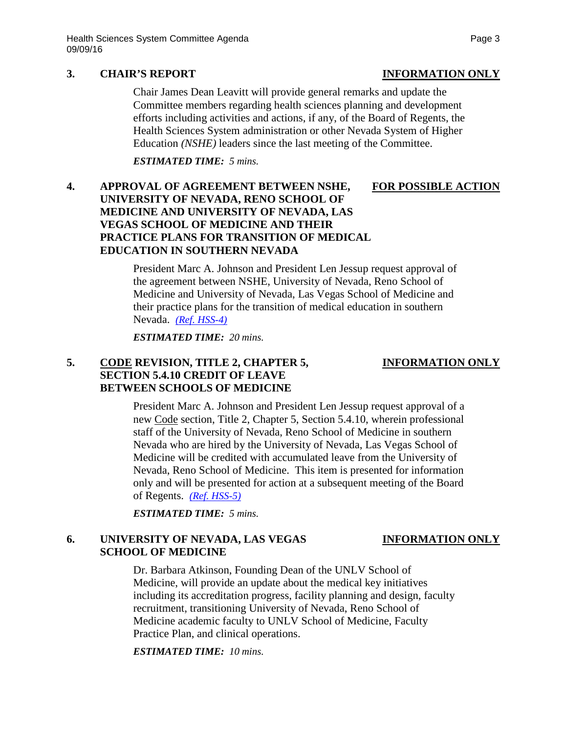## 3. CHAIR'S REPORT — INFORMATION ONLY

Chair James Dean Leavitt will provide general remarks and update the Committee members regarding health sciences planning and development efforts including activities and actions, if any, of the Board of Regents, the Health Sciences System administration or other Nevada System of Higher Education *(NSHE)* leaders since the last meeting of the Committee.

***ESTIMATED TIME:** 5 mins.*

## 4. APPROVAL OF AGREEMENT BETWEEN NSHE, UNIVERSITY OF NEVADA, RENO SCHOOL OF MEDICINE AND UNIVERSITY OF NEVADA, LAS VEGAS SCHOOL OF MEDICINE AND THEIR PRACTICE PLANS FOR TRANSITION OF MEDICAL EDUCATION IN SOUTHERN NEVADA — FOR POSSIBLE ACTION

President Marc A. Johnson and President Len Jessup request approval of the agreement between NSHE, University of Nevada, Reno School of Medicine and University of Nevada, Las Vegas School of Medicine and their practice plans for the transition of medical education in southern Nevada. *(Ref. HSS-4)*

***ESTIMATED TIME:** 20 mins.*

## 5. CODE REVISION, TITLE 2, CHAPTER 5, SECTION 5.4.10 CREDIT OF LEAVE BETWEEN SCHOOLS OF MEDICINE — INFORMATION ONLY

President Marc A. Johnson and President Len Jessup request approval of a new Code section, Title 2, Chapter 5, Section 5.4.10, wherein professional staff of the University of Nevada, Reno School of Medicine in southern Nevada who are hired by the University of Nevada, Las Vegas School of Medicine will be credited with accumulated leave from the University of Nevada, Reno School of Medicine. This item is presented for information only and will be presented for action at a subsequent meeting of the Board of Regents. *(Ref. HSS-5)*

***ESTIMATED TIME:** 5 mins.*

## 6. UNIVERSITY OF NEVADA, LAS VEGAS SCHOOL OF MEDICINE — INFORMATION ONLY

Dr. Barbara Atkinson, Founding Dean of the UNLV School of Medicine, will provide an update about the medical key initiatives including its accreditation progress, facility planning and design, faculty recruitment, transitioning University of Nevada, Reno School of Medicine academic faculty to UNLV School of Medicine, Faculty Practice Plan, and clinical operations.

***ESTIMATED TIME:** 10 mins.*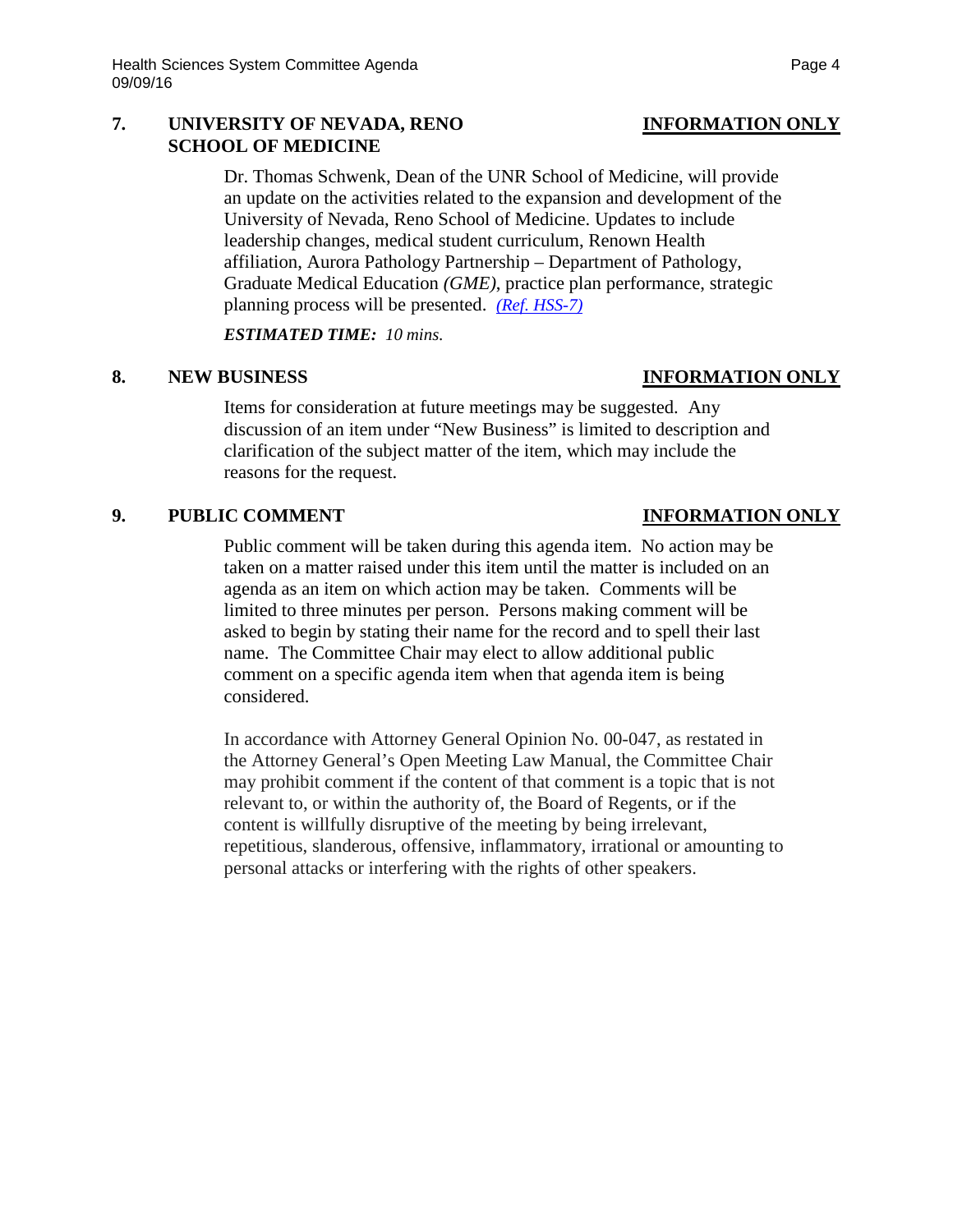**7. UNIVERSITY OF NEVADA, RENO SCHOOL OF MEDICINE** **INFORMATION ONLY**

Dr. Thomas Schwenk, Dean of the UNR School of Medicine, will provide an update on the activities related to the expansion and development of the University of Nevada, Reno School of Medicine. Updates to include leadership changes, medical student curriculum, Renown Health affiliation, Aurora Pathology Partnership – Department of Pathology, Graduate Medical Education *(GME)*, practice plan performance, strategic planning process will be presented. *(Ref. HSS-7)*

***ESTIMATED TIME:*** *10 mins.*

**8. NEW BUSINESS** **INFORMATION ONLY**

Items for consideration at future meetings may be suggested. Any discussion of an item under "New Business" is limited to description and clarification of the subject matter of the item, which may include the reasons for the request.

**9. PUBLIC COMMENT** **INFORMATION ONLY**

Public comment will be taken during this agenda item. No action may be taken on a matter raised under this item until the matter is included on an agenda as an item on which action may be taken. Comments will be limited to three minutes per person. Persons making comment will be asked to begin by stating their name for the record and to spell their last name. The Committee Chair may elect to allow additional public comment on a specific agenda item when that agenda item is being considered.

In accordance with Attorney General Opinion No. 00-047, as restated in the Attorney General's Open Meeting Law Manual, the Committee Chair may prohibit comment if the content of that comment is a topic that is not relevant to, or within the authority of, the Board of Regents, or if the content is willfully disruptive of the meeting by being irrelevant, repetitious, slanderous, offensive, inflammatory, irrational or amounting to personal attacks or interfering with the rights of other speakers.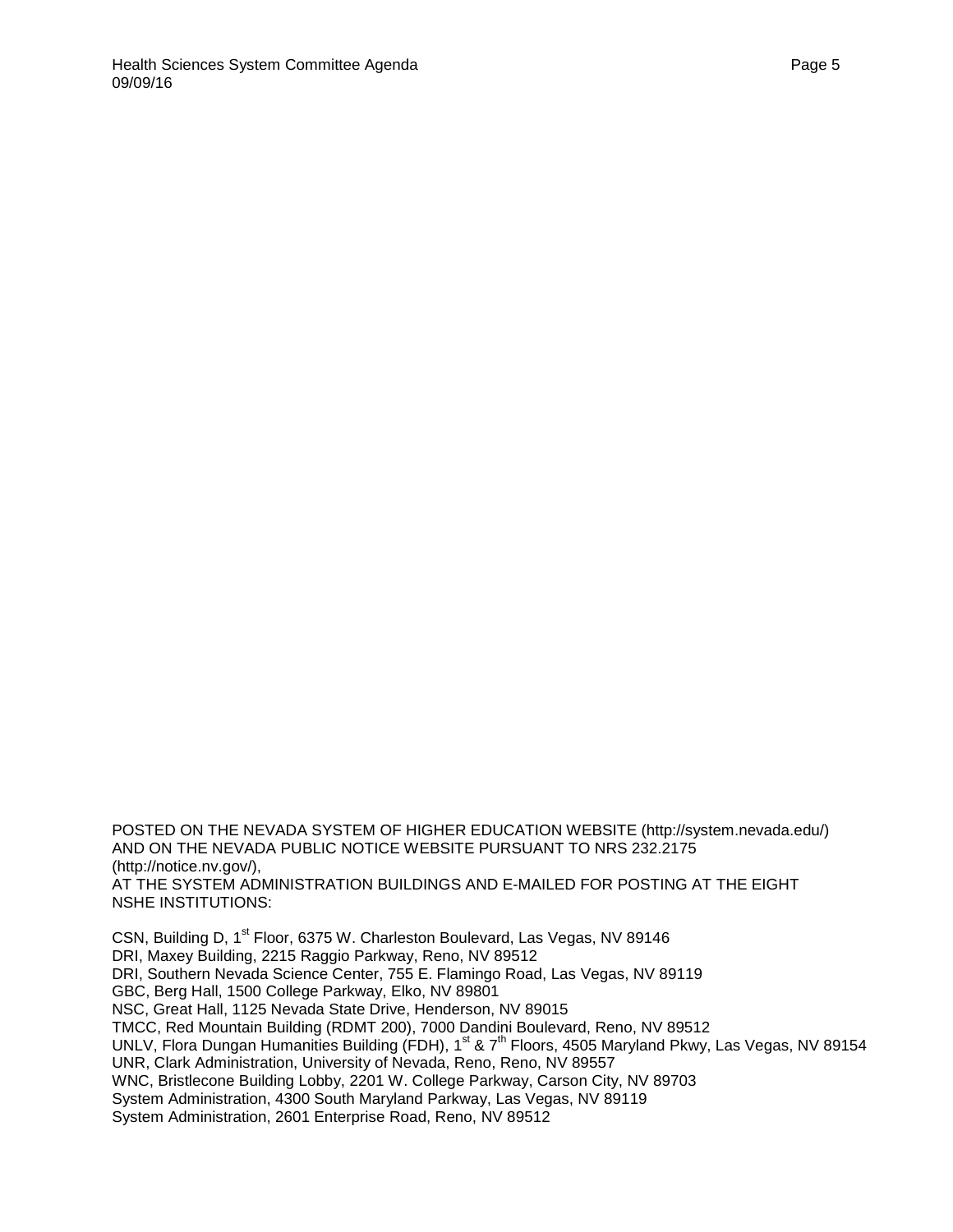POSTED ON THE NEVADA SYSTEM OF HIGHER EDUCATION WEBSITE (http://system.nevada.edu/) AND ON THE NEVADA PUBLIC NOTICE WEBSITE PURSUANT TO NRS 232.2175 (http://notice.nv.gov/),
AT THE SYSTEM ADMINISTRATION BUILDINGS AND E-MAILED FOR POSTING AT THE EIGHT NSHE INSTITUTIONS:

CSN, Building D, 1st Floor, 6375 W. Charleston Boulevard, Las Vegas, NV 89146
DRI, Maxey Building, 2215 Raggio Parkway, Reno, NV 89512
DRI, Southern Nevada Science Center, 755 E. Flamingo Road, Las Vegas, NV 89119
GBC, Berg Hall, 1500 College Parkway, Elko, NV 89801
NSC, Great Hall, 1125 Nevada State Drive, Henderson, NV 89015
TMCC, Red Mountain Building (RDMT 200), 7000 Dandini Boulevard, Reno, NV 89512
UNLV, Flora Dungan Humanities Building (FDH), 1st & 7th Floors, 4505 Maryland Pkwy, Las Vegas, NV 89154
UNR, Clark Administration, University of Nevada, Reno, Reno, NV 89557
WNC, Bristlecone Building Lobby, 2201 W. College Parkway, Carson City, NV 89703
System Administration, 4300 South Maryland Parkway, Las Vegas, NV 89119
System Administration, 2601 Enterprise Road, Reno, NV 89512